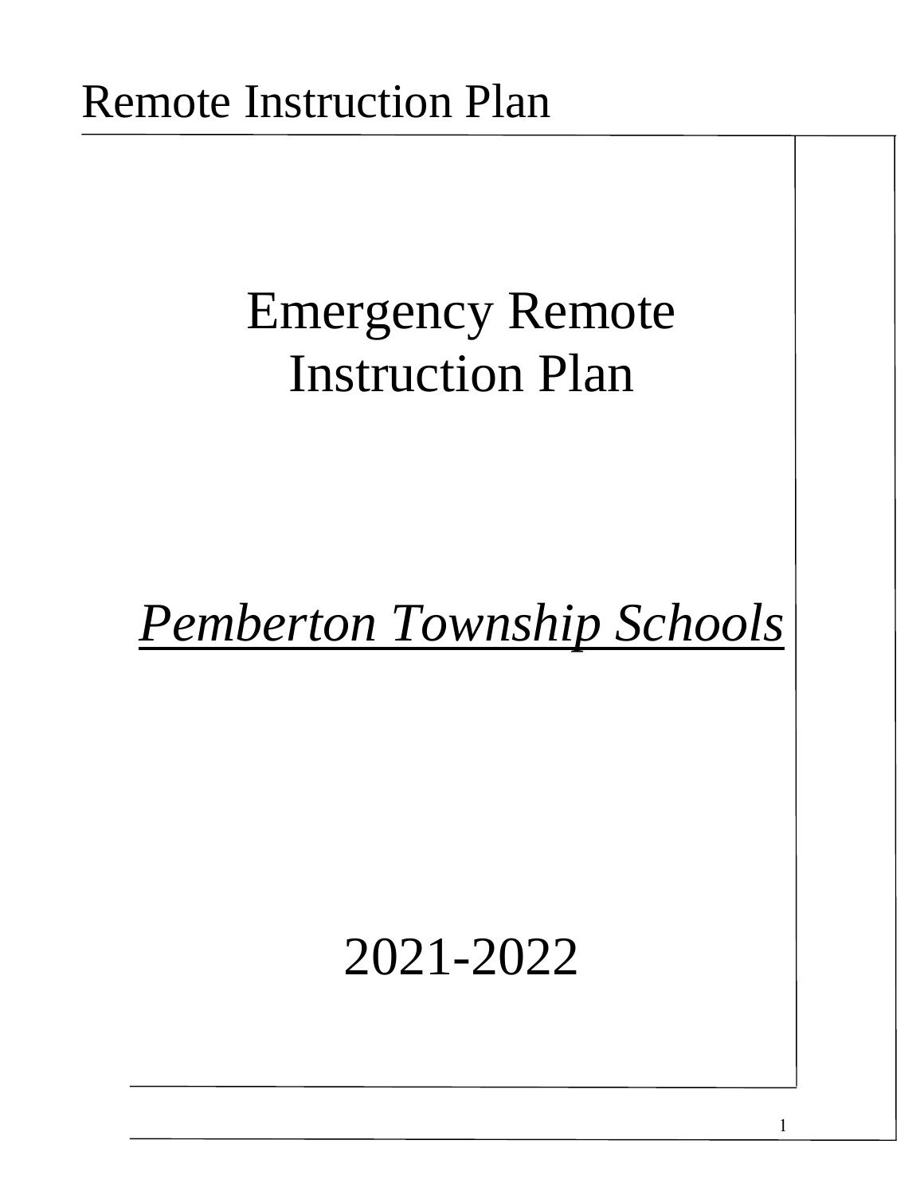# Emergency Remote Instruction Plan

*Pemberton Township Schools*

2021-2022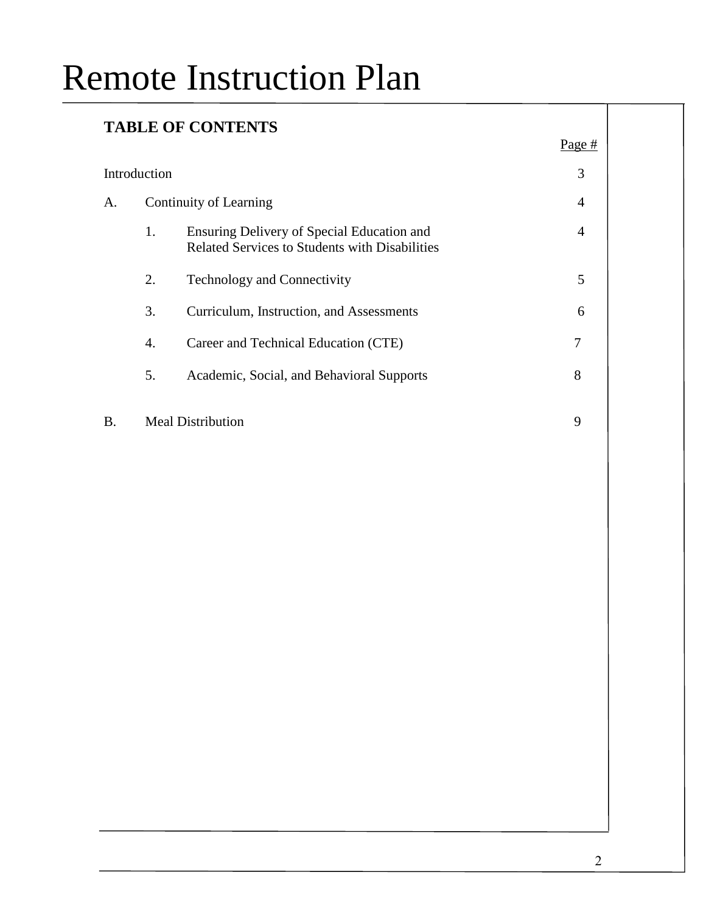# Remote Instruction Plan

**TABLE OF CONTENTS**

| | | | Page # |
|---|---|---|---|
| Introduction | | | 3 |
| A. | Continuity of Learning | | 4 |
| | 1. | Ensuring Delivery of Special Education and Related Services to Students with Disabilities | 4 |
| | 2. | Technology and Connectivity | 5 |
| | 3. | Curriculum, Instruction, and Assessments | 6 |
| | 4. | Career and Technical Education (CTE) | 7 |
| | 5. | Academic, Social, and Behavioral Supports | 8 |
| B. | Meal Distribution | | 9 |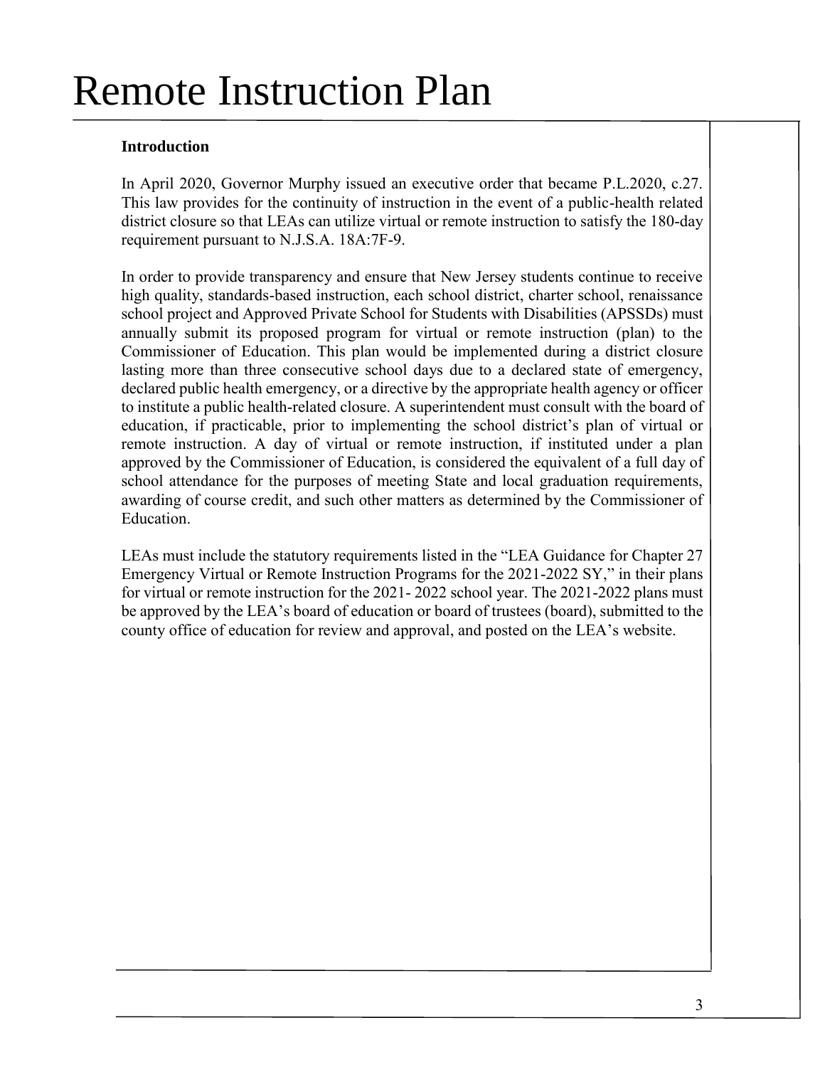# Remote Instruction Plan

**Introduction**

In April 2020, Governor Murphy issued an executive order that became P.L.2020, c.27. This law provides for the continuity of instruction in the event of a public-health related district closure so that LEAs can utilize virtual or remote instruction to satisfy the 180-day requirement pursuant to N.J.S.A. 18A:7F-9.

In order to provide transparency and ensure that New Jersey students continue to receive high quality, standards-based instruction, each school district, charter school, renaissance school project and Approved Private School for Students with Disabilities (APSSDs) must annually submit its proposed program for virtual or remote instruction (plan) to the Commissioner of Education. This plan would be implemented during a district closure lasting more than three consecutive school days due to a declared state of emergency, declared public health emergency, or a directive by the appropriate health agency or officer to institute a public health-related closure. A superintendent must consult with the board of education, if practicable, prior to implementing the school district's plan of virtual or remote instruction. A day of virtual or remote instruction, if instituted under a plan approved by the Commissioner of Education, is considered the equivalent of a full day of school attendance for the purposes of meeting State and local graduation requirements, awarding of course credit, and such other matters as determined by the Commissioner of Education.

LEAs must include the statutory requirements listed in the "LEA Guidance for Chapter 27 Emergency Virtual or Remote Instruction Programs for the 2021-2022 SY," in their plans for virtual or remote instruction for the 2021- 2022 school year. The 2021-2022 plans must be approved by the LEA's board of education or board of trustees (board), submitted to the county office of education for review and approval, and posted on the LEA's website.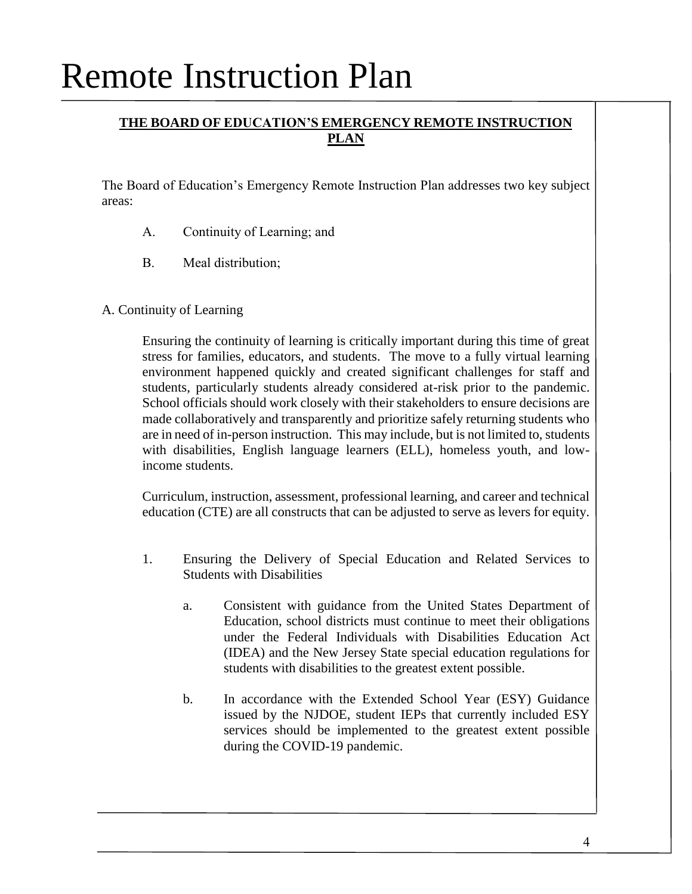# Remote Instruction Plan

**THE BOARD OF EDUCATION'S EMERGENCY REMOTE INSTRUCTION PLAN**

The Board of Education's Emergency Remote Instruction Plan addresses two key subject areas:

A. Continuity of Learning; and

B. Meal distribution;

A. Continuity of Learning

Ensuring the continuity of learning is critically important during this time of great stress for families, educators, and students. The move to a fully virtual learning environment happened quickly and created significant challenges for staff and students, particularly students already considered at-risk prior to the pandemic. School officials should work closely with their stakeholders to ensure decisions are made collaboratively and transparently and prioritize safely returning students who are in need of in-person instruction. This may include, but is not limited to, students with disabilities, English language learners (ELL), homeless youth, and low-income students.

Curriculum, instruction, assessment, professional learning, and career and technical education (CTE) are all constructs that can be adjusted to serve as levers for equity.

1. Ensuring the Delivery of Special Education and Related Services to Students with Disabilities

   a. Consistent with guidance from the United States Department of Education, school districts must continue to meet their obligations under the Federal Individuals with Disabilities Education Act (IDEA) and the New Jersey State special education regulations for students with disabilities to the greatest extent possible.

   b. In accordance with the Extended School Year (ESY) Guidance issued by the NJDOE, student IEPs that currently included ESY services should be implemented to the greatest extent possible during the COVID-19 pandemic.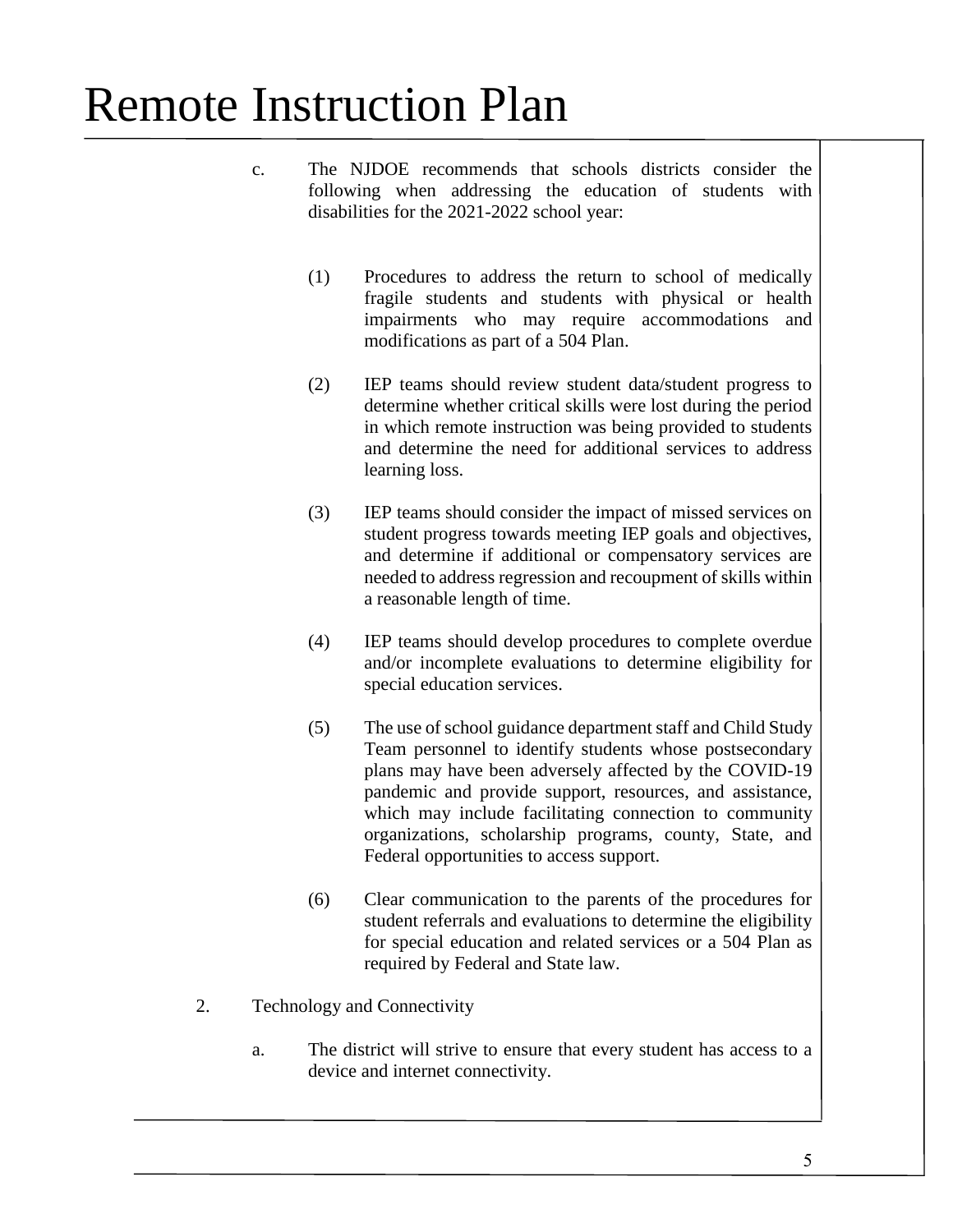# Remote Instruction Plan

c. The NJDOE recommends that schools districts consider the following when addressing the education of students with disabilities for the 2021-2022 school year:

(1) Procedures to address the return to school of medically fragile students and students with physical or health impairments who may require accommodations and modifications as part of a 504 Plan.

(2) IEP teams should review student data/student progress to determine whether critical skills were lost during the period in which remote instruction was being provided to students and determine the need for additional services to address learning loss.

(3) IEP teams should consider the impact of missed services on student progress towards meeting IEP goals and objectives, and determine if additional or compensatory services are needed to address regression and recoupment of skills within a reasonable length of time.

(4) IEP teams should develop procedures to complete overdue and/or incomplete evaluations to determine eligibility for special education services.

(5) The use of school guidance department staff and Child Study Team personnel to identify students whose postsecondary plans may have been adversely affected by the COVID-19 pandemic and provide support, resources, and assistance, which may include facilitating connection to community organizations, scholarship programs, county, State, and Federal opportunities to access support.

(6) Clear communication to the parents of the procedures for student referrals and evaluations to determine the eligibility for special education and related services or a 504 Plan as required by Federal and State law.

2. Technology and Connectivity

a. The district will strive to ensure that every student has access to a device and internet connectivity.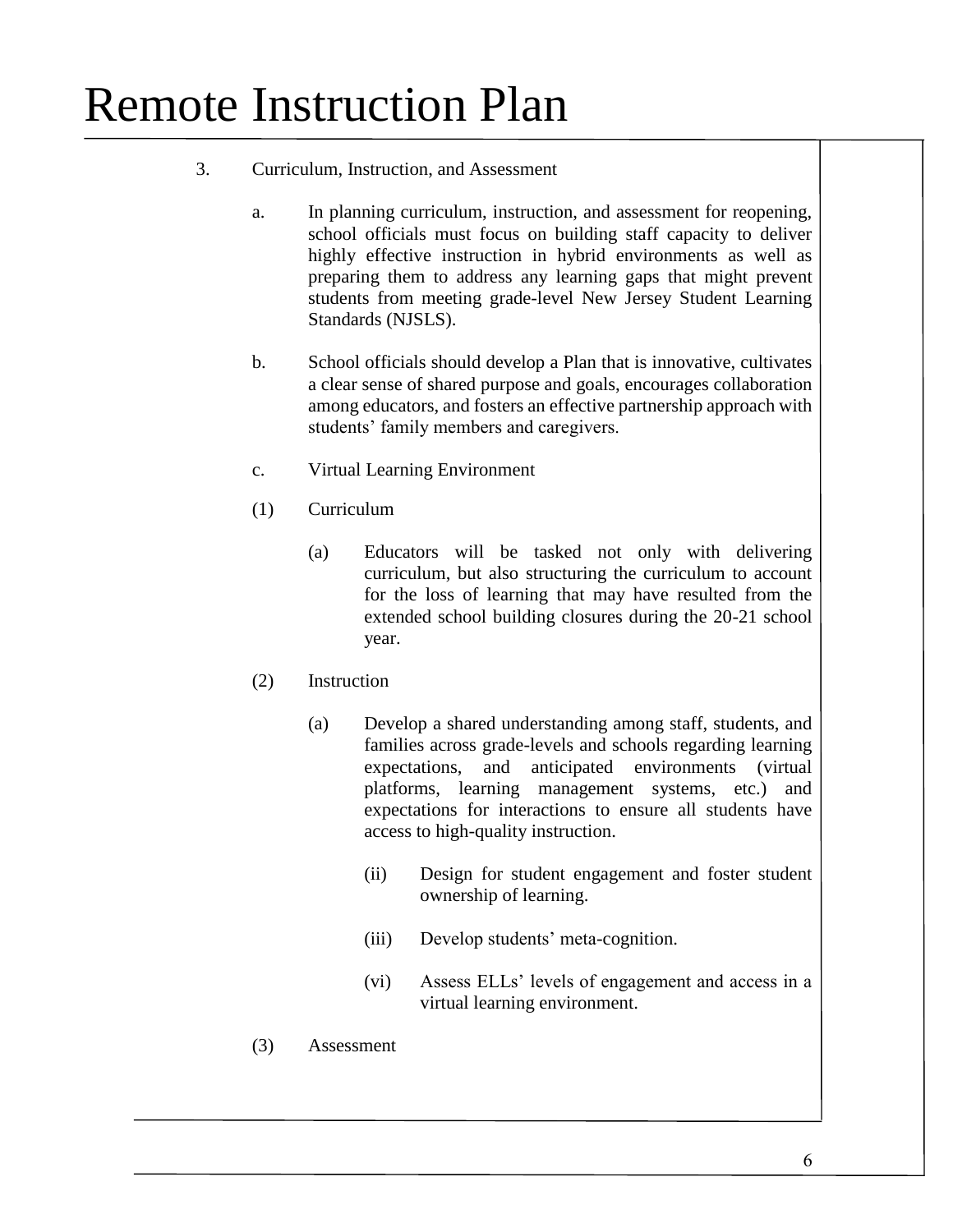# Remote Instruction Plan

3. Curriculum, Instruction, and Assessment

   a. In planning curriculum, instruction, and assessment for reopening, school officials must focus on building staff capacity to deliver highly effective instruction in hybrid environments as well as preparing them to address any learning gaps that might prevent students from meeting grade-level New Jersey Student Learning Standards (NJSLS).

   b. School officials should develop a Plan that is innovative, cultivates a clear sense of shared purpose and goals, encourages collaboration among educators, and fosters an effective partnership approach with students' family members and caregivers.

   c. Virtual Learning Environment

   (1) Curriculum

      (a) Educators will be tasked not only with delivering curriculum, but also structuring the curriculum to account for the loss of learning that may have resulted from the extended school building closures during the 20-21 school year.

   (2) Instruction

      (a) Develop a shared understanding among staff, students, and families across grade-levels and schools regarding learning expectations, and anticipated environments (virtual platforms, learning management systems, etc.) and expectations for interactions to ensure all students have access to high-quality instruction.

         (ii) Design for student engagement and foster student ownership of learning.

         (iii) Develop students' meta-cognition.

         (vi) Assess ELLs' levels of engagement and access in a virtual learning environment.

   (3) Assessment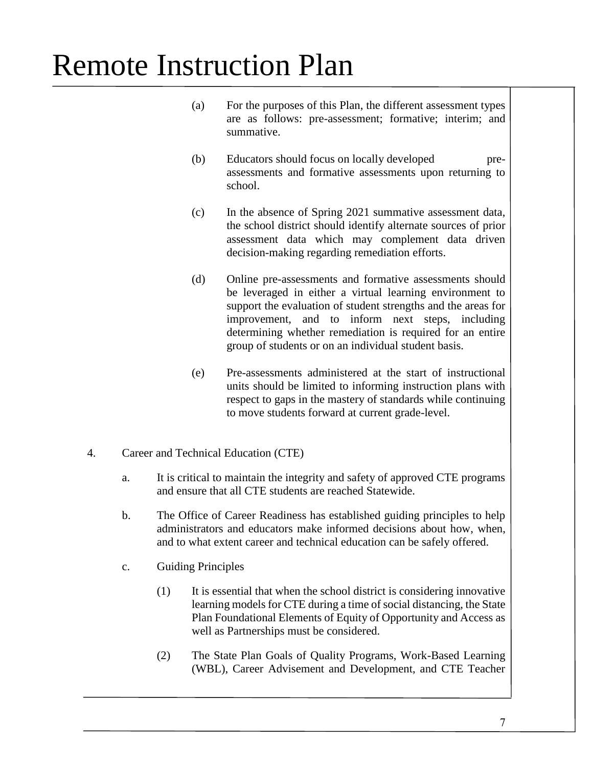(a) For the purposes of this Plan, the different assessment types are as follows: pre-assessment; formative; interim; and summative.

(b) Educators should focus on locally developed pre-assessments and formative assessments upon returning to school.

(c) In the absence of Spring 2021 summative assessment data, the school district should identify alternate sources of prior assessment data which may complement data driven decision-making regarding remediation efforts.

(d) Online pre-assessments and formative assessments should be leveraged in either a virtual learning environment to support the evaluation of student strengths and the areas for improvement, and to inform next steps, including determining whether remediation is required for an entire group of students or on an individual student basis.

(e) Pre-assessments administered at the start of instructional units should be limited to informing instruction plans with respect to gaps in the mastery of standards while continuing to move students forward at current grade-level.

4. Career and Technical Education (CTE)

a. It is critical to maintain the integrity and safety of approved CTE programs and ensure that all CTE students are reached Statewide.

b. The Office of Career Readiness has established guiding principles to help administrators and educators make informed decisions about how, when, and to what extent career and technical education can be safely offered.

c. Guiding Principles

(1) It is essential that when the school district is considering innovative learning models for CTE during a time of social distancing, the State Plan Foundational Elements of Equity of Opportunity and Access as well as Partnerships must be considered.

(2) The State Plan Goals of Quality Programs, Work-Based Learning (WBL), Career Advisement and Development, and CTE Teacher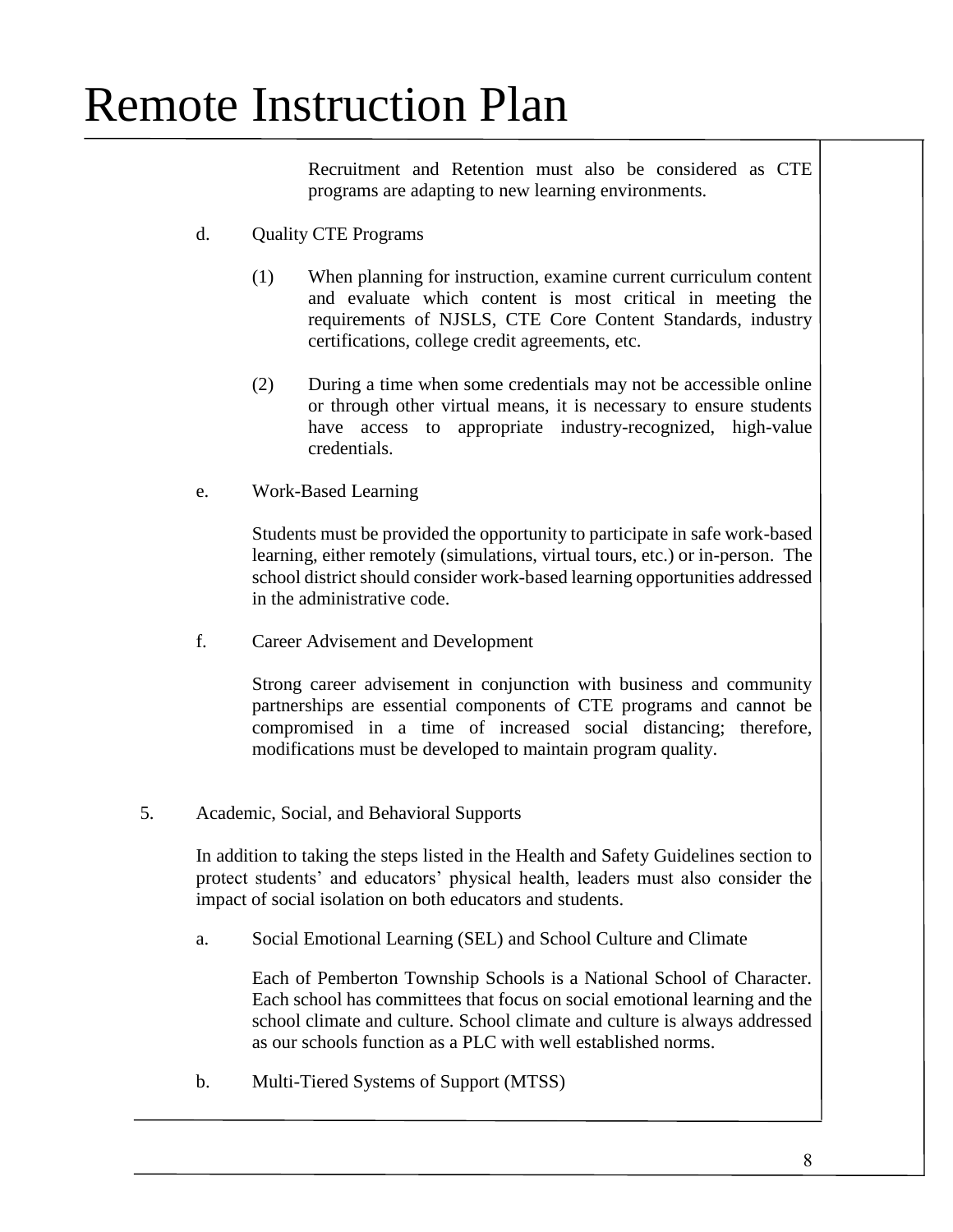Recruitment and Retention must also be considered as CTE programs are adapting to new learning environments.

d. Quality CTE Programs

(1) When planning for instruction, examine current curriculum content and evaluate which content is most critical in meeting the requirements of NJSLS, CTE Core Content Standards, industry certifications, college credit agreements, etc.

(2) During a time when some credentials may not be accessible online or through other virtual means, it is necessary to ensure students have access to appropriate industry-recognized, high-value credentials.

e. Work-Based Learning

Students must be provided the opportunity to participate in safe work-based learning, either remotely (simulations, virtual tours, etc.) or in-person. The school district should consider work-based learning opportunities addressed in the administrative code.

f. Career Advisement and Development

Strong career advisement in conjunction with business and community partnerships are essential components of CTE programs and cannot be compromised in a time of increased social distancing; therefore, modifications must be developed to maintain program quality.

5. Academic, Social, and Behavioral Supports

In addition to taking the steps listed in the Health and Safety Guidelines section to protect students' and educators' physical health, leaders must also consider the impact of social isolation on both educators and students.

a. Social Emotional Learning (SEL) and School Culture and Climate

Each of Pemberton Township Schools is a National School of Character. Each school has committees that focus on social emotional learning and the school climate and culture. School climate and culture is always addressed as our schools function as a PLC with well established norms.

b. Multi-Tiered Systems of Support (MTSS)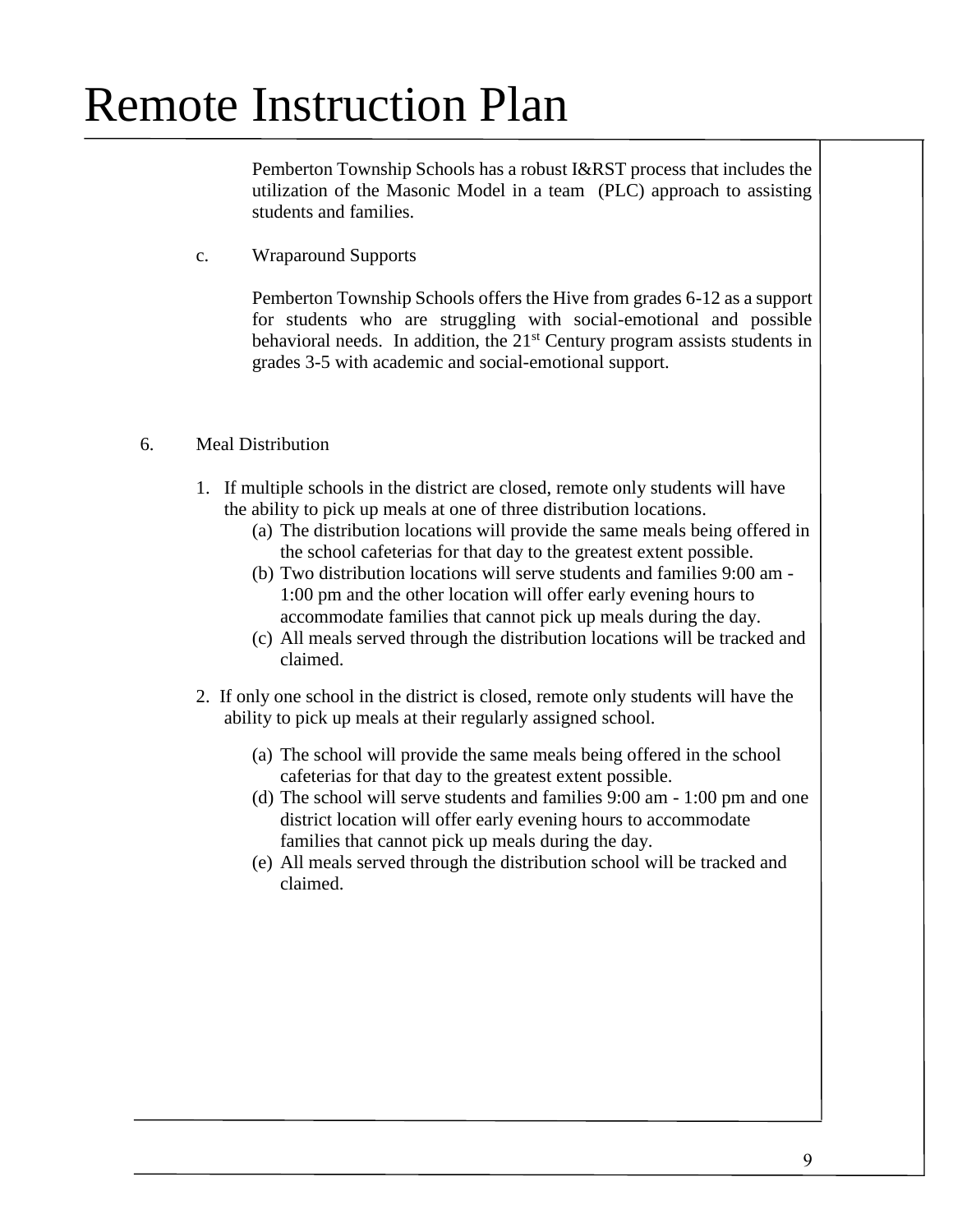# Remote Instruction Plan

Pemberton Township Schools has a robust I&RST process that includes the utilization of the Masonic Model in a team (PLC) approach to assisting students and families.

c. Wraparound Supports

Pemberton Township Schools offers the Hive from grades 6-12 as a support for students who are struggling with social-emotional and possible behavioral needs. In addition, the 21st Century program assists students in grades 3-5 with academic and social-emotional support.

6. Meal Distribution

1. If multiple schools in the district are closed, remote only students will have the ability to pick up meals at one of three distribution locations.
   - (a) The distribution locations will provide the same meals being offered in the school cafeterias for that day to the greatest extent possible.
   - (b) Two distribution locations will serve students and families 9:00 am - 1:00 pm and the other location will offer early evening hours to accommodate families that cannot pick up meals during the day.
   - (c) All meals served through the distribution locations will be tracked and claimed.

2. If only one school in the district is closed, remote only students will have the ability to pick up meals at their regularly assigned school.
   - (a) The school will provide the same meals being offered in the school cafeterias for that day to the greatest extent possible.
   - (d) The school will serve students and families 9:00 am - 1:00 pm and one district location will offer early evening hours to accommodate families that cannot pick up meals during the day.
   - (e) All meals served through the distribution school will be tracked and claimed.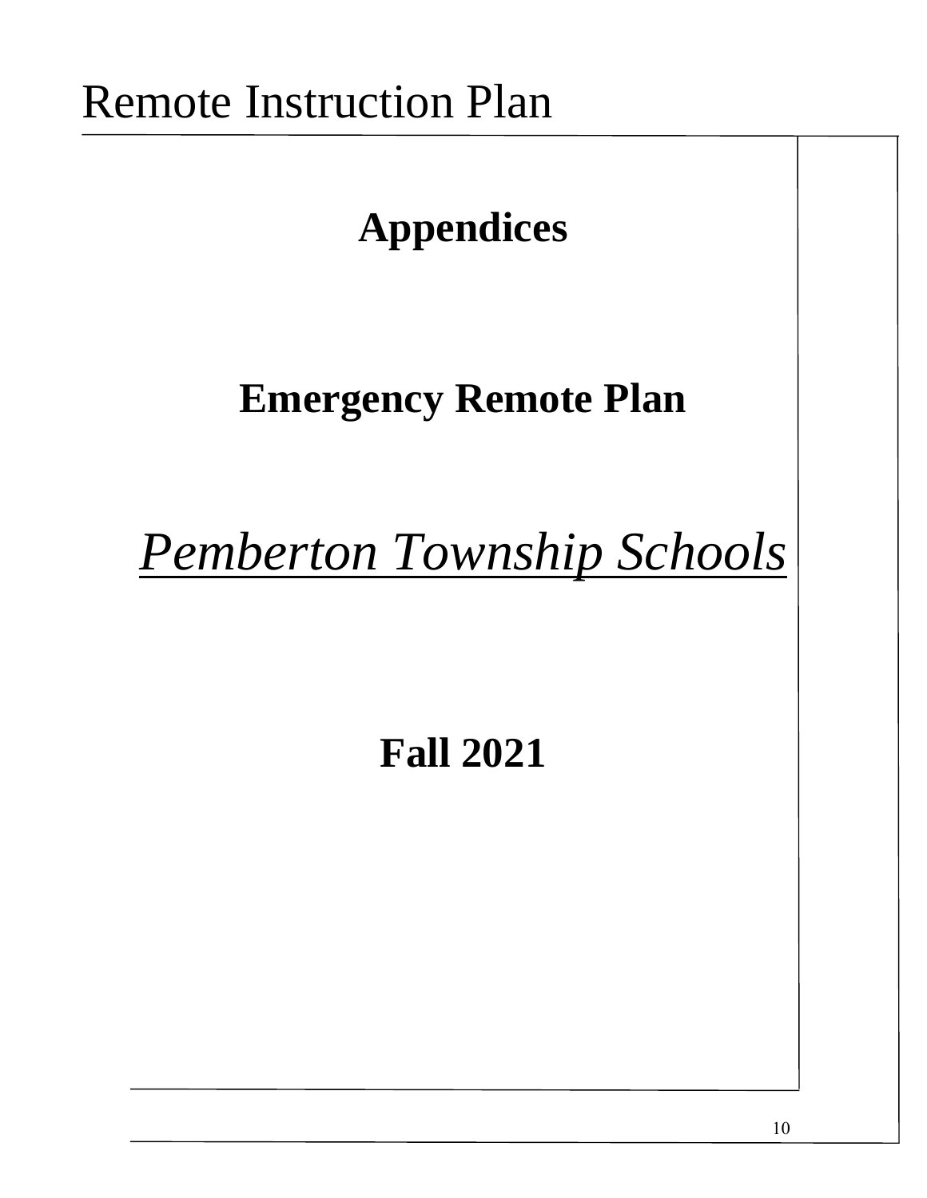# Appendices

## Emergency Remote Plan

***Pemberton Township Schools***

## Fall 2021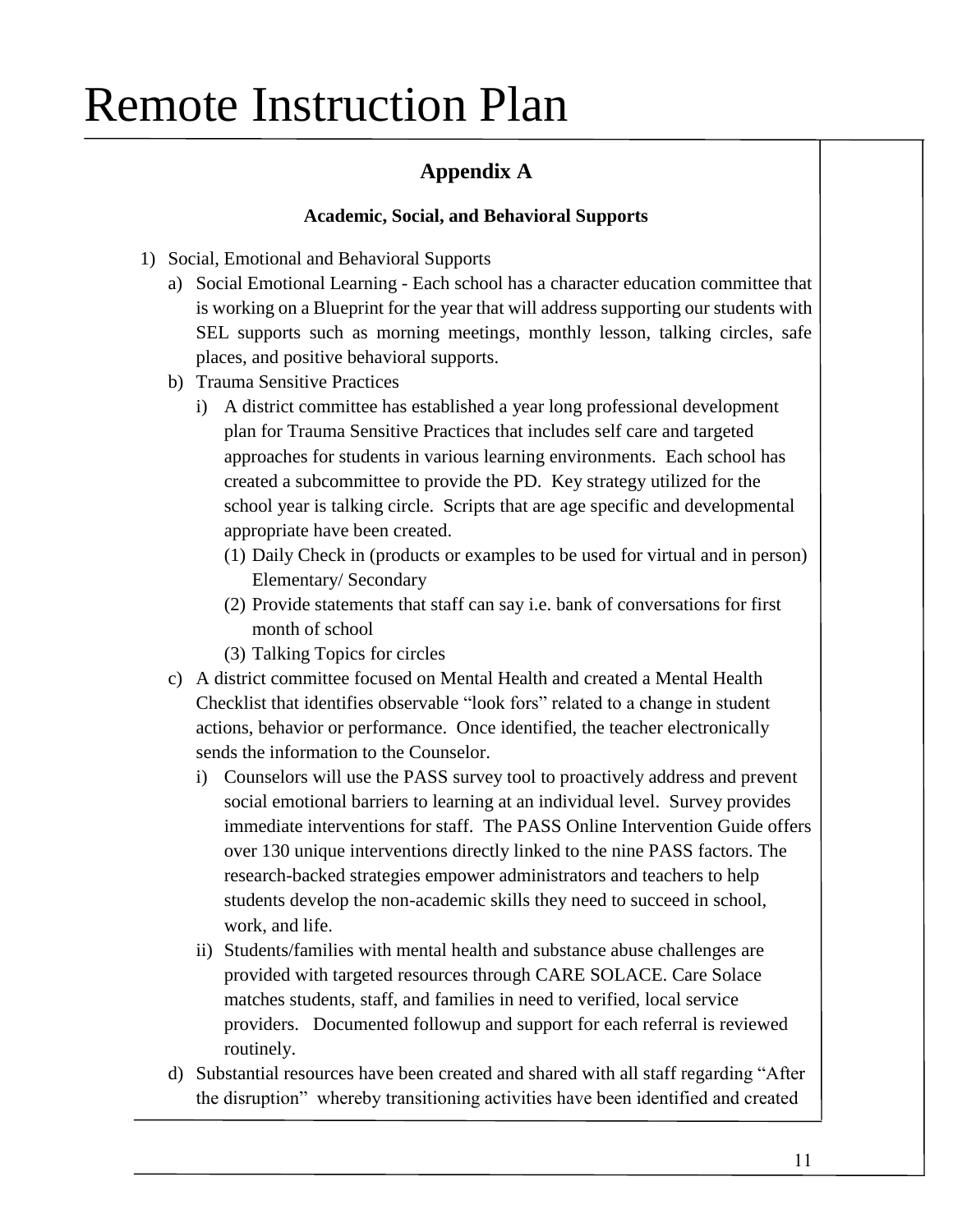# Remote Instruction Plan

## Appendix A

### Academic, Social, and Behavioral Supports

1) Social, Emotional and Behavioral Supports
   a) Social Emotional Learning - Each school has a character education committee that is working on a Blueprint for the year that will address supporting our students with SEL supports such as morning meetings, monthly lesson, talking circles, safe places, and positive behavioral supports.
   b) Trauma Sensitive Practices
      i) A district committee has established a year long professional development plan for Trauma Sensitive Practices that includes self care and targeted approaches for students in various learning environments. Each school has created a subcommittee to provide the PD. Key strategy utilized for the school year is talking circle. Scripts that are age specific and developmental appropriate have been created.
         (1) Daily Check in (products or examples to be used for virtual and in person) Elementary/ Secondary
         (2) Provide statements that staff can say i.e. bank of conversations for first month of school
         (3) Talking Topics for circles
   c) A district committee focused on Mental Health and created a Mental Health Checklist that identifies observable “look fors” related to a change in student actions, behavior or performance. Once identified, the teacher electronically sends the information to the Counselor.
      i) Counselors will use the PASS survey tool to proactively address and prevent social emotional barriers to learning at an individual level. Survey provides immediate interventions for staff. The PASS Online Intervention Guide offers over 130 unique interventions directly linked to the nine PASS factors. The research-backed strategies empower administrators and teachers to help students develop the non-academic skills they need to succeed in school, work, and life.
      ii) Students/families with mental health and substance abuse challenges are provided with targeted resources through CARE SOLACE. Care Solace matches students, staff, and families in need to verified, local service providers. Documented followup and support for each referral is reviewed routinely.
   d) Substantial resources have been created and shared with all staff regarding “After the disruption” whereby transitioning activities have been identified and created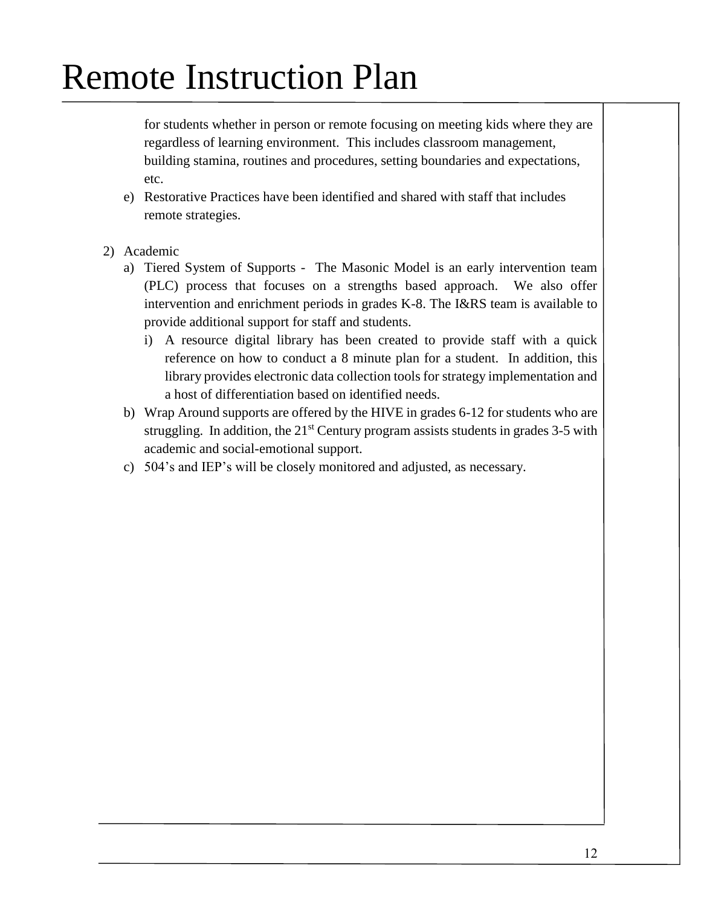# Remote Instruction Plan

for students whether in person or remote focusing on meeting kids where they are regardless of learning environment. This includes classroom management, building stamina, routines and procedures, setting boundaries and expectations, etc.

e) Restorative Practices have been identified and shared with staff that includes remote strategies.

2) Academic
   a) Tiered System of Supports - The Masonic Model is an early intervention team (PLC) process that focuses on a strengths based approach. We also offer intervention and enrichment periods in grades K-8. The I&RS team is available to provide additional support for staff and students.
      i) A resource digital library has been created to provide staff with a quick reference on how to conduct a 8 minute plan for a student. In addition, this library provides electronic data collection tools for strategy implementation and a host of differentiation based on identified needs.
   b) Wrap Around supports are offered by the HIVE in grades 6-12 for students who are struggling. In addition, the 21st Century program assists students in grades 3-5 with academic and social-emotional support.
   c) 504's and IEP's will be closely monitored and adjusted, as necessary.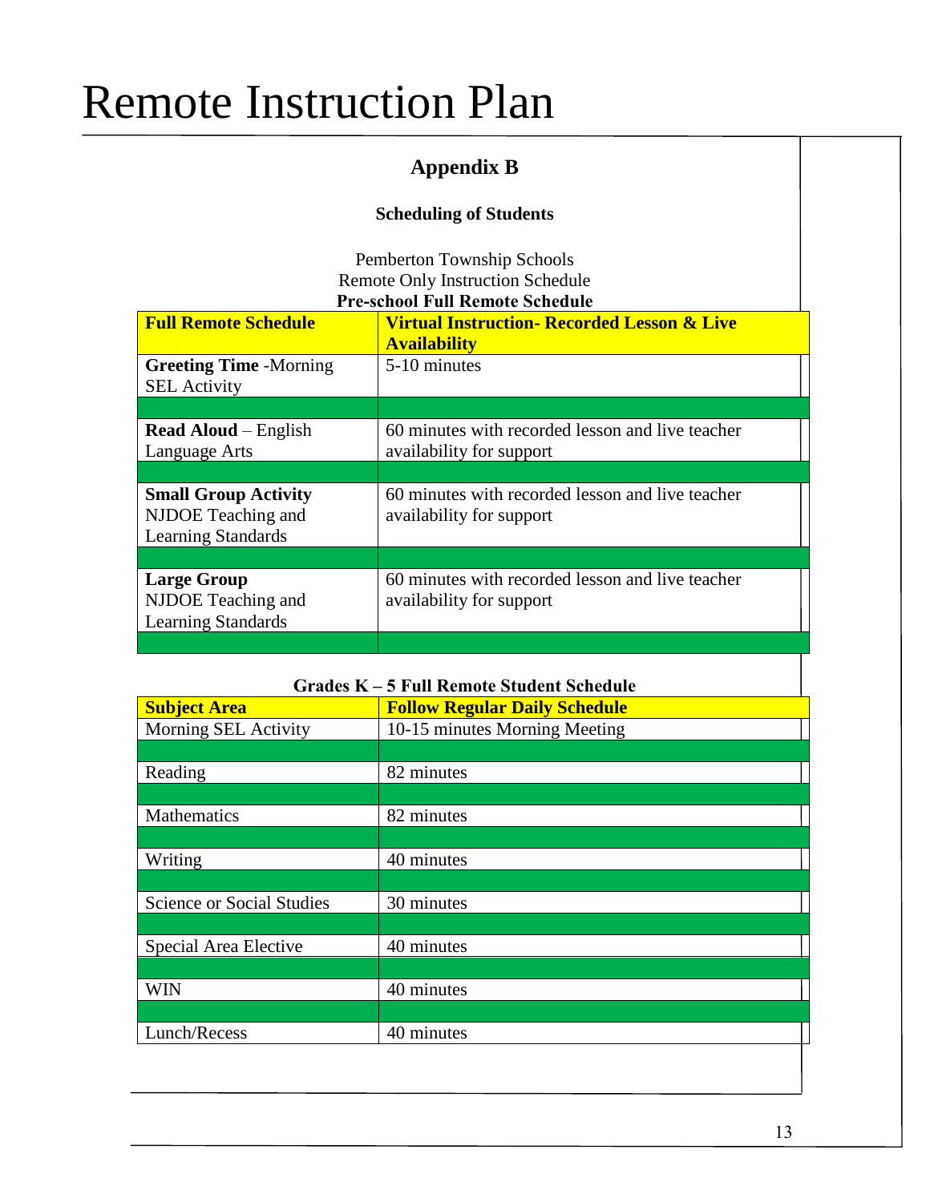# Remote Instruction Plan

## Appendix B

### Scheduling of Students

Pemberton Township Schools
Remote Only Instruction Schedule
**Pre-school Full Remote Schedule**

| **Full Remote Schedule** | **Virtual Instruction- Recorded Lesson & Live Availability** |
|---|---|
| **Greeting Time** -Morning SEL Activity | 5-10 minutes |
| | |
| **Read Aloud** – English Language Arts | 60 minutes with recorded lesson and live teacher availability for support |
| | |
| **Small Group Activity** NJDOE Teaching and Learning Standards | 60 minutes with recorded lesson and live teacher availability for support |
| | |
| **Large Group** NJDOE Teaching and Learning Standards | 60 minutes with recorded lesson and live teacher availability for support |
| | |

**Grades K – 5 Full Remote Student Schedule**

| **Subject Area** | **Follow Regular Daily Schedule** |
|---|---|
| Morning SEL Activity | 10-15 minutes Morning Meeting |
| | |
| Reading | 82 minutes |
| | |
| Mathematics | 82 minutes |
| | |
| Writing | 40 minutes |
| | |
| Science or Social Studies | 30 minutes |
| | |
| Special Area Elective | 40 minutes |
| | |
| WIN | 40 minutes |
| | |
| Lunch/Recess | 40 minutes |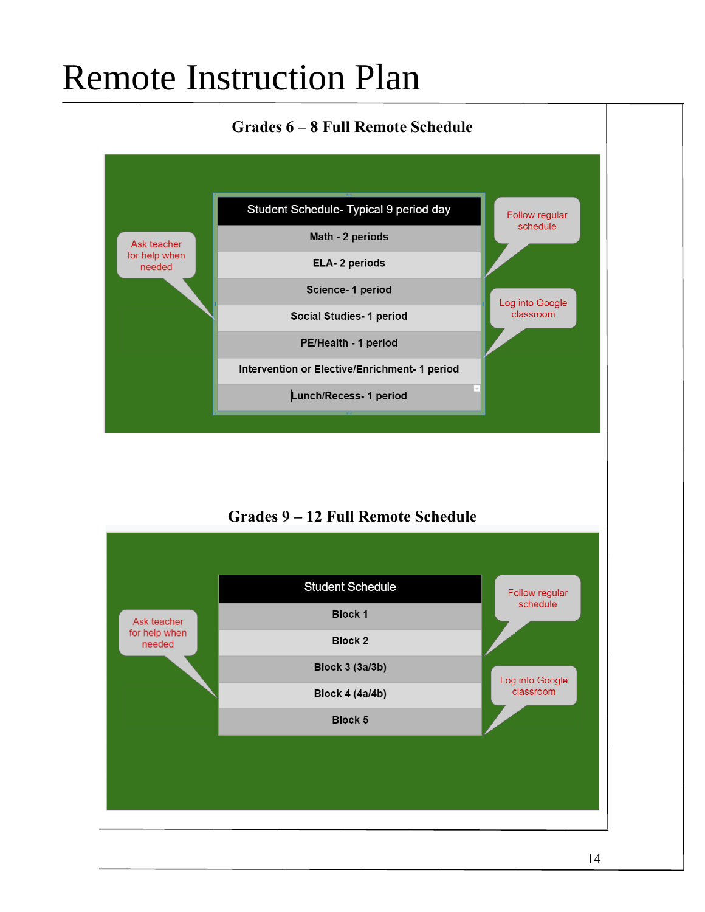# Remote Instruction Plan

### Grades 6 – 8 Full Remote Schedule

| Student Schedule- Typical 9 period day |
|---|
| Math - 2 periods |
| ELA- 2 periods |
| Science- 1 period |
| Social Studies- 1 period |
| PE/Health - 1 period |
| Intervention or Elective/Enrichment- 1 period |
| Lunch/Recess- 1 period |

Ask teacher for help when needed

Follow regular schedule

Log into Google classroom

### Grades 9 – 12 Full Remote Schedule

| Student Schedule |
|---|
| Block 1 |
| Block 2 |
| Block 3 (3a/3b) |
| Block 4 (4a/4b) |
| Block 5 |

Ask teacher for help when needed

Follow regular schedule

Log into Google classroom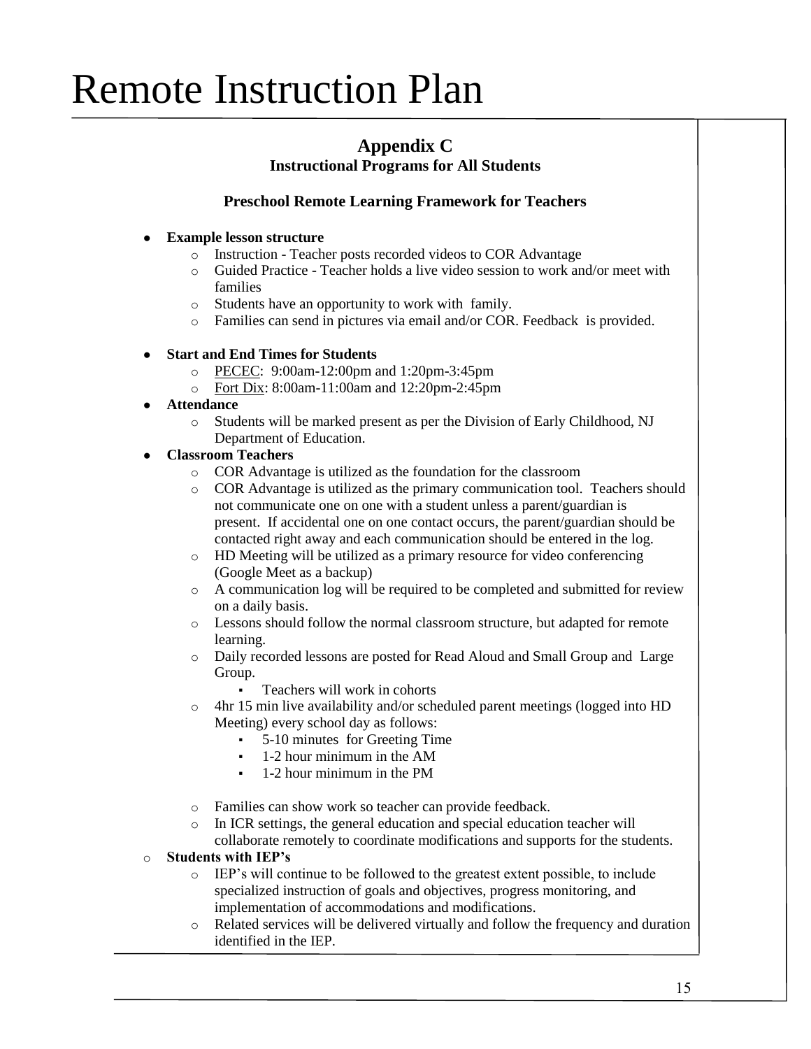# Remote Instruction Plan

## Appendix C

### Instructional Programs for All Students

### Preschool Remote Learning Framework for Teachers

- **Example lesson structure**
  - Instruction - Teacher posts recorded videos to COR Advantage
  - Guided Practice - Teacher holds a live video session to work and/or meet with families
  - Students have an opportunity to work with family.
  - Families can send in pictures via email and/or COR. Feedback is provided.

- **Start and End Times for Students**
  - PECEC: 9:00am-12:00pm and 1:20pm-3:45pm
  - Fort Dix: 8:00am-11:00am and 12:20pm-2:45pm
- **Attendance**
  - Students will be marked present as per the Division of Early Childhood, NJ Department of Education.
- **Classroom Teachers**
  - COR Advantage is utilized as the foundation for the classroom
  - COR Advantage is utilized as the primary communication tool. Teachers should not communicate one on one with a student unless a parent/guardian is present. If accidental one on one contact occurs, the parent/guardian should be contacted right away and each communication should be entered in the log.
  - HD Meeting will be utilized as a primary resource for video conferencing (Google Meet as a backup)
  - A communication log will be required to be completed and submitted for review on a daily basis.
  - Lessons should follow the normal classroom structure, but adapted for remote learning.
  - Daily recorded lessons are posted for Read Aloud and Small Group and Large Group.
    - Teachers will work in cohorts
  - 4hr 15 min live availability and/or scheduled parent meetings (logged into HD Meeting) every school day as follows:
    - 5-10 minutes for Greeting Time
    - 1-2 hour minimum in the AM
    - 1-2 hour minimum in the PM

  - Families can show work so teacher can provide feedback.
  - In ICR settings, the general education and special education teacher will collaborate remotely to coordinate modifications and supports for the students.
- **Students with IEP's**
  - IEP's will continue to be followed to the greatest extent possible, to include specialized instruction of goals and objectives, progress monitoring, and implementation of accommodations and modifications.
  - Related services will be delivered virtually and follow the frequency and duration identified in the IEP.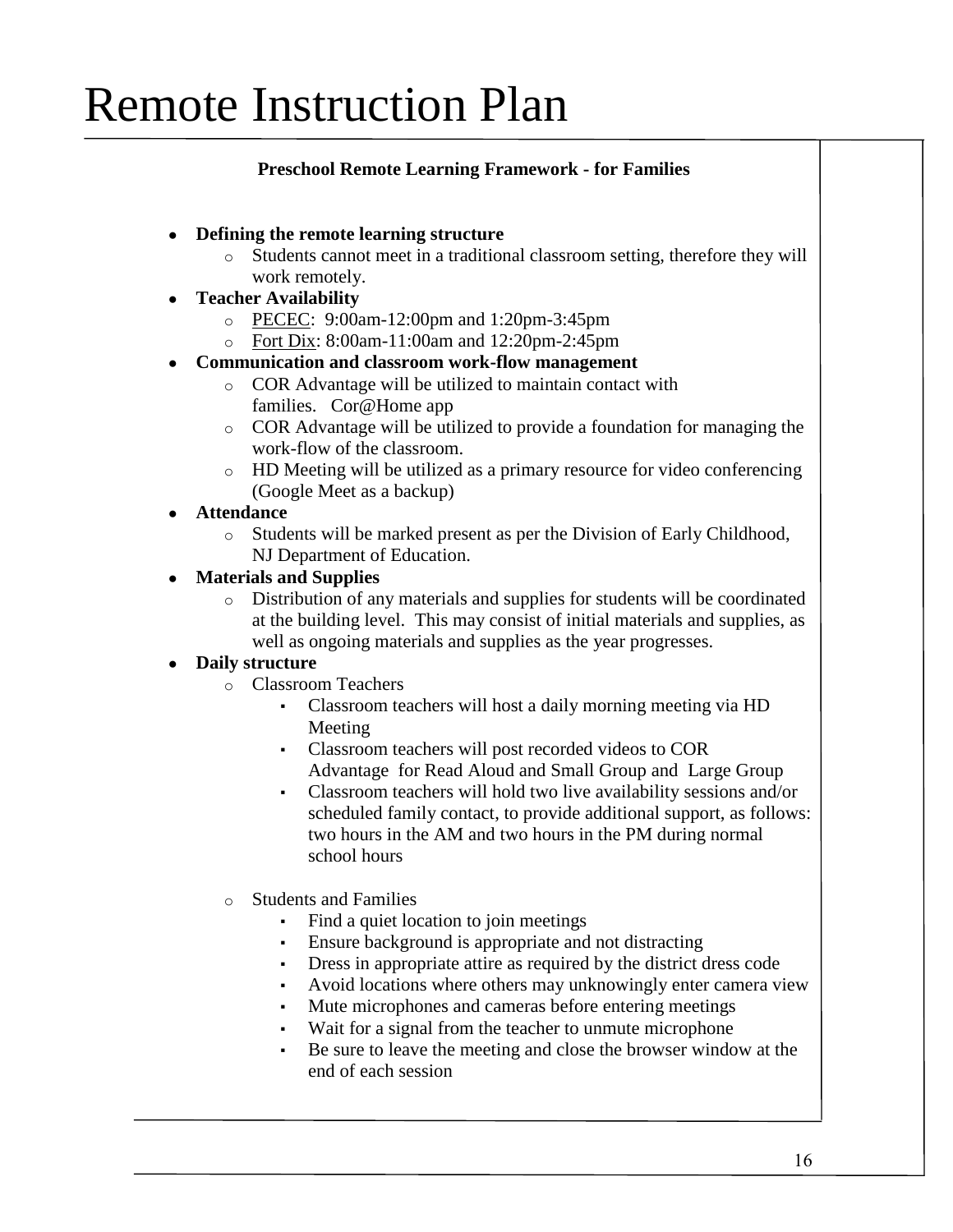# Remote Instruction Plan

**Preschool Remote Learning Framework - for Families**

- **Defining the remote learning structure**
  - Students cannot meet in a traditional classroom setting, therefore they will work remotely.
- **Teacher Availability**
  - PECEC: 9:00am-12:00pm and 1:20pm-3:45pm
  - Fort Dix: 8:00am-11:00am and 12:20pm-2:45pm
- **Communication and classroom work-flow management**
  - COR Advantage will be utilized to maintain contact with families. Cor@Home app
  - COR Advantage will be utilized to provide a foundation for managing the work-flow of the classroom.
  - HD Meeting will be utilized as a primary resource for video conferencing (Google Meet as a backup)
- **Attendance**
  - Students will be marked present as per the Division of Early Childhood, NJ Department of Education.
- **Materials and Supplies**
  - Distribution of any materials and supplies for students will be coordinated at the building level. This may consist of initial materials and supplies, as well as ongoing materials and supplies as the year progresses.
- **Daily structure**
  - Classroom Teachers
    - Classroom teachers will host a daily morning meeting via HD Meeting
    - Classroom teachers will post recorded videos to COR Advantage for Read Aloud and Small Group and Large Group
    - Classroom teachers will hold two live availability sessions and/or scheduled family contact, to provide additional support, as follows: two hours in the AM and two hours in the PM during normal school hours
  - Students and Families
    - Find a quiet location to join meetings
    - Ensure background is appropriate and not distracting
    - Dress in appropriate attire as required by the district dress code
    - Avoid locations where others may unknowingly enter camera view
    - Mute microphones and cameras before entering meetings
    - Wait for a signal from the teacher to unmute microphone
    - Be sure to leave the meeting and close the browser window at the end of each session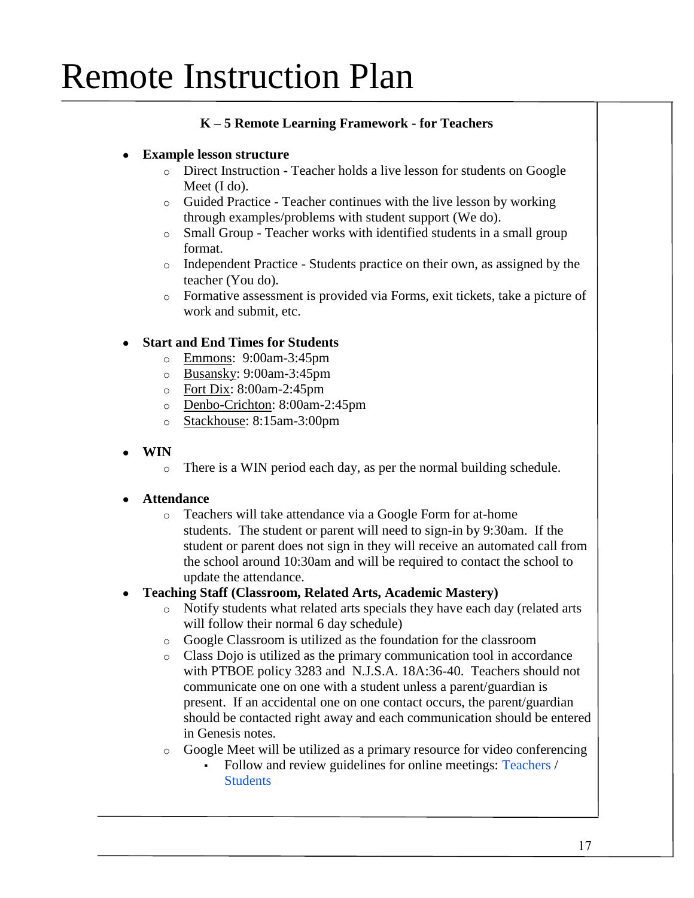# Remote Instruction Plan

**K – 5 Remote Learning Framework - for Teachers**

- **Example lesson structure**
  - Direct Instruction - Teacher holds a live lesson for students on Google Meet (I do).
  - Guided Practice - Teacher continues with the live lesson by working through examples/problems with student support (We do).
  - Small Group - Teacher works with identified students in a small group format.
  - Independent Practice - Students practice on their own, as assigned by the teacher (You do).
  - Formative assessment is provided via Forms, exit tickets, take a picture of work and submit, etc.

- **Start and End Times for Students**
  - Emmons: 9:00am-3:45pm
  - Busansky: 9:00am-3:45pm
  - Fort Dix: 8:00am-2:45pm
  - Denbo-Crichton: 8:00am-2:45pm
  - Stackhouse: 8:15am-3:00pm

- **WIN**
  - There is a WIN period each day, as per the normal building schedule.

- **Attendance**
  - Teachers will take attendance via a Google Form for at-home students. The student or parent will need to sign-in by 9:30am. If the student or parent does not sign in they will receive an automated call from the school around 10:30am and will be required to contact the school to update the attendance.
- **Teaching Staff (Classroom, Related Arts, Academic Mastery)**
  - Notify students what related arts specials they have each day (related arts will follow their normal 6 day schedule)
  - Google Classroom is utilized as the foundation for the classroom
  - Class Dojo is utilized as the primary communication tool in accordance with PTBOE policy 3283 and N.J.S.A. 18A:36-40. Teachers should not communicate one on one with a student unless a parent/guardian is present. If an accidental one on one contact occurs, the parent/guardian should be contacted right away and each communication should be entered in Genesis notes.
  - Google Meet will be utilized as a primary resource for video conferencing
    - Follow and review guidelines for online meetings: Teachers / Students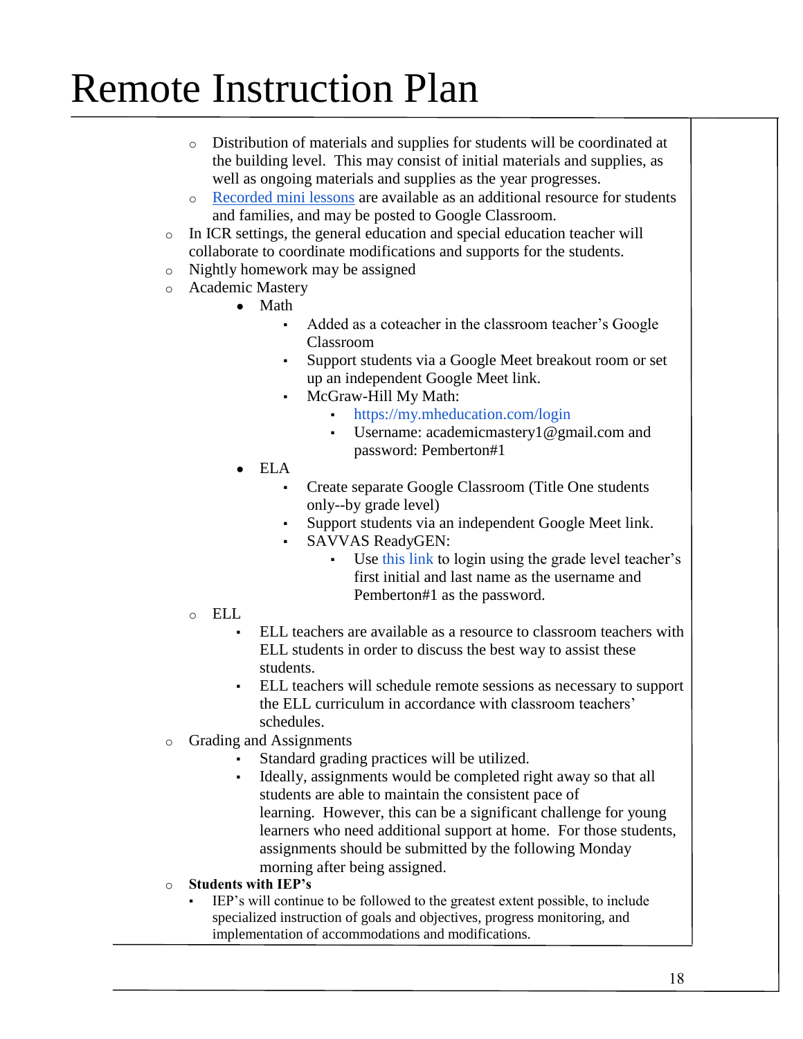# Remote Instruction Plan

    - Distribution of materials and supplies for students will be coordinated at the building level. This may consist of initial materials and supplies, as well as ongoing materials and supplies as the year progresses.
    - Recorded mini lessons are available as an additional resource for students and families, and may be posted to Google Classroom.
- In ICR settings, the general education and special education teacher will collaborate to coordinate modifications and supports for the students.
- Nightly homework may be assigned
- Academic Mastery
    - Math
        - Added as a coteacher in the classroom teacher's Google Classroom
        - Support students via a Google Meet breakout room or set up an independent Google Meet link.
        - McGraw-Hill My Math:
            - https://my.mheducation.com/login
            - Username: academicmastery1@gmail.com and password: Pemberton#1
    - ELA
        - Create separate Google Classroom (Title One students only--by grade level)
        - Support students via an independent Google Meet link.
        - SAVVAS ReadyGEN:
            - Use this link to login using the grade level teacher's first initial and last name as the username and Pemberton#1 as the password.
    - ELL
        - ELL teachers are available as a resource to classroom teachers with ELL students in order to discuss the best way to assist these students.
        - ELL teachers will schedule remote sessions as necessary to support the ELL curriculum in accordance with classroom teachers' schedules.
- Grading and Assignments
    - Standard grading practices will be utilized.
    - Ideally, assignments would be completed right away so that all students are able to maintain the consistent pace of learning. However, this can be a significant challenge for young learners who need additional support at home. For those students, assignments should be submitted by the following Monday morning after being assigned.
- **Students with IEP's**
    - IEP's will continue to be followed to the greatest extent possible, to include specialized instruction of goals and objectives, progress monitoring, and implementation of accommodations and modifications.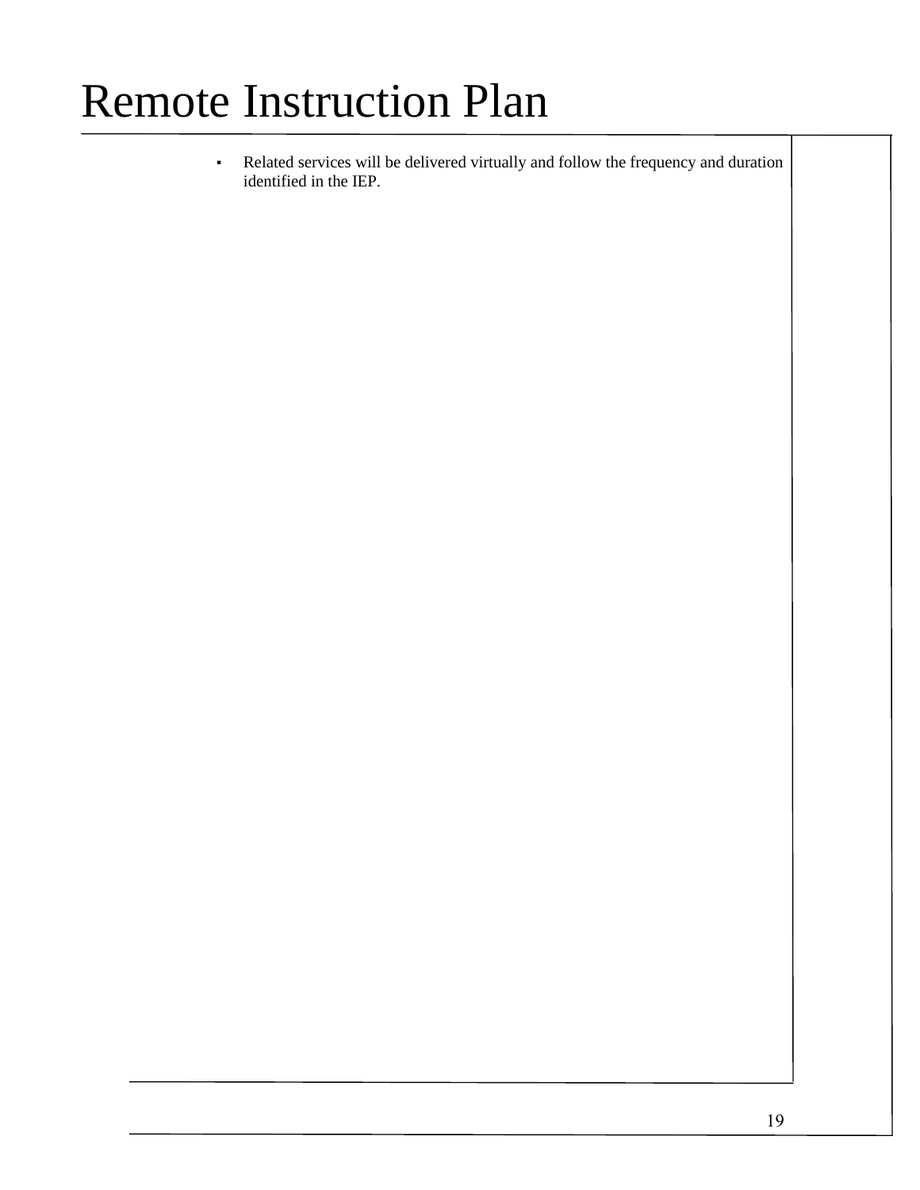# Remote Instruction Plan

- Related services will be delivered virtually and follow the frequency and duration identified in the IEP.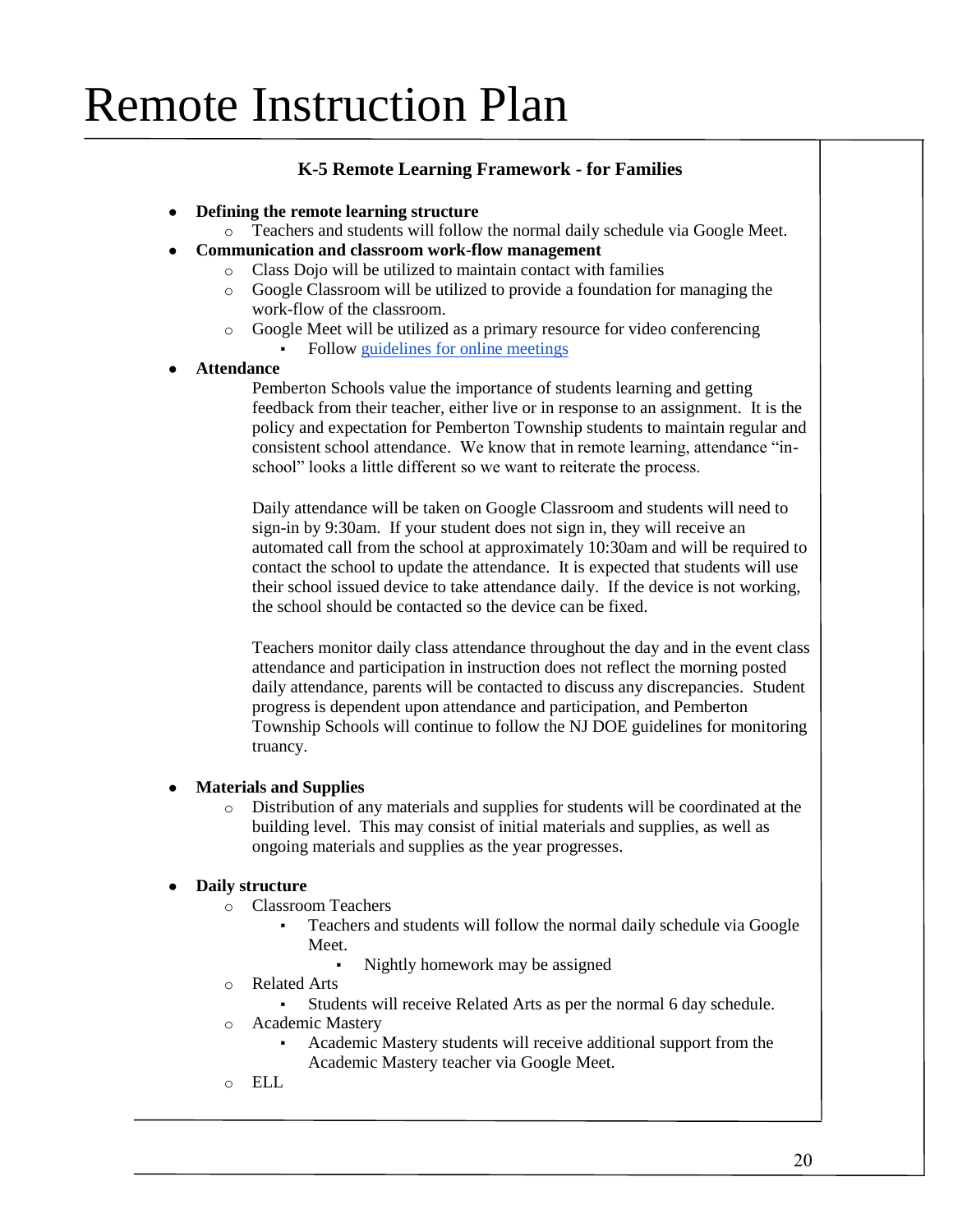# Remote Instruction Plan

### K-5 Remote Learning Framework - for Families

- **Defining the remote learning structure**
  - Teachers and students will follow the normal daily schedule via Google Meet.
- **Communication and classroom work-flow management**
  - Class Dojo will be utilized to maintain contact with families
  - Google Classroom will be utilized to provide a foundation for managing the work-flow of the classroom.
  - Google Meet will be utilized as a primary resource for video conferencing
    - Follow guidelines for online meetings
- **Attendance**

  Pemberton Schools value the importance of students learning and getting feedback from their teacher, either live or in response to an assignment. It is the policy and expectation for Pemberton Township students to maintain regular and consistent school attendance. We know that in remote learning, attendance "in-school" looks a little different so we want to reiterate the process.

  Daily attendance will be taken on Google Classroom and students will need to sign-in by 9:30am. If your student does not sign in, they will receive an automated call from the school at approximately 10:30am and will be required to contact the school to update the attendance. It is expected that students will use their school issued device to take attendance daily. If the device is not working, the school should be contacted so the device can be fixed.

  Teachers monitor daily class attendance throughout the day and in the event class attendance and participation in instruction does not reflect the morning posted daily attendance, parents will be contacted to discuss any discrepancies. Student progress is dependent upon attendance and participation, and Pemberton Township Schools will continue to follow the NJ DOE guidelines for monitoring truancy.

- **Materials and Supplies**
  - Distribution of any materials and supplies for students will be coordinated at the building level. This may consist of initial materials and supplies, as well as ongoing materials and supplies as the year progresses.

- **Daily structure**
  - Classroom Teachers
    - Teachers and students will follow the normal daily schedule via Google Meet.
      - Nightly homework may be assigned
  - Related Arts
    - Students will receive Related Arts as per the normal 6 day schedule.
  - Academic Mastery
    - Academic Mastery students will receive additional support from the Academic Mastery teacher via Google Meet.
  - ELL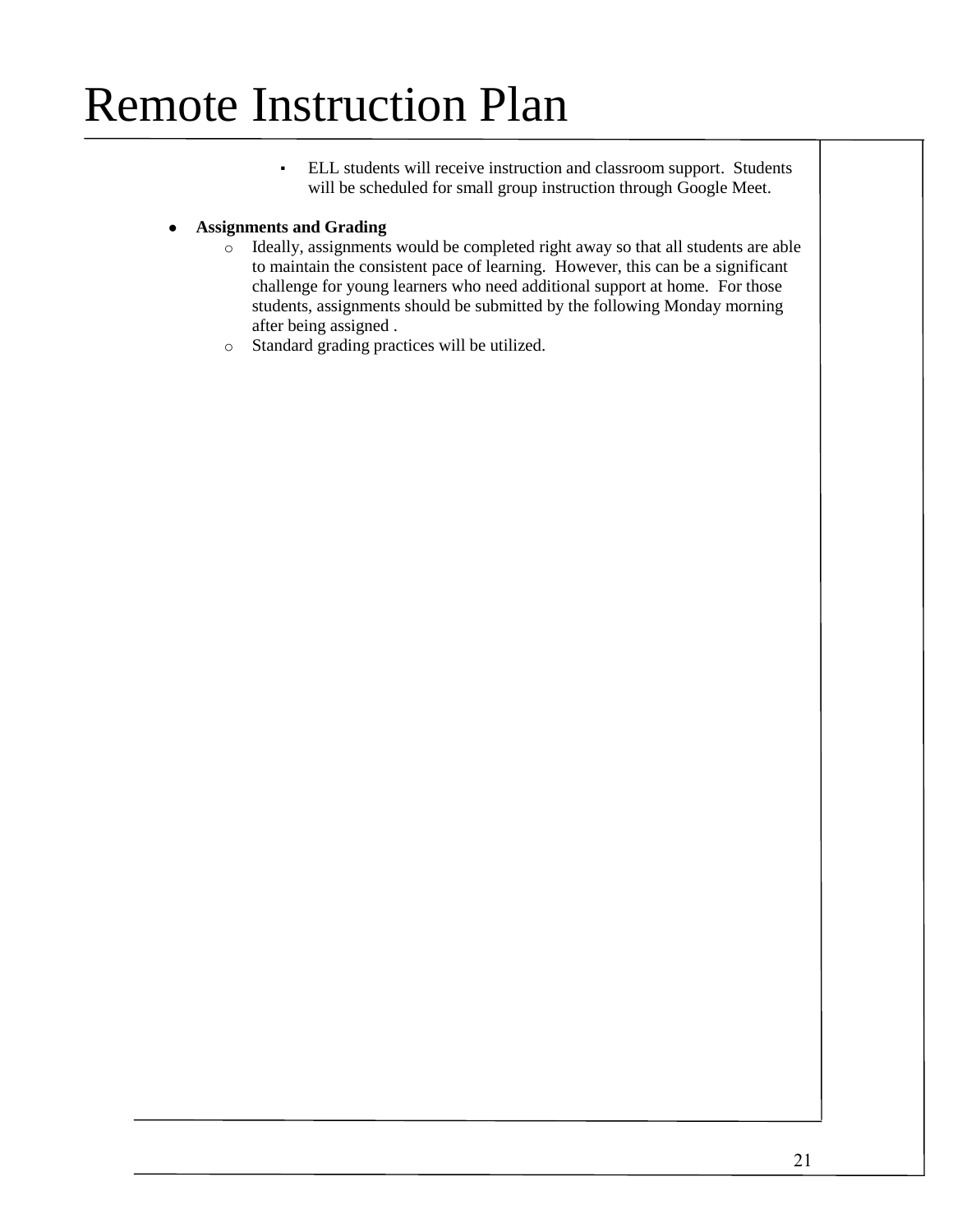# Remote Instruction Plan

- ELL students will receive instruction and classroom support. Students will be scheduled for small group instruction through Google Meet.

- **Assignments and Grading**
  - Ideally, assignments would be completed right away so that all students are able to maintain the consistent pace of learning. However, this can be a significant challenge for young learners who need additional support at home. For those students, assignments should be submitted by the following Monday morning after being assigned .
  - Standard grading practices will be utilized.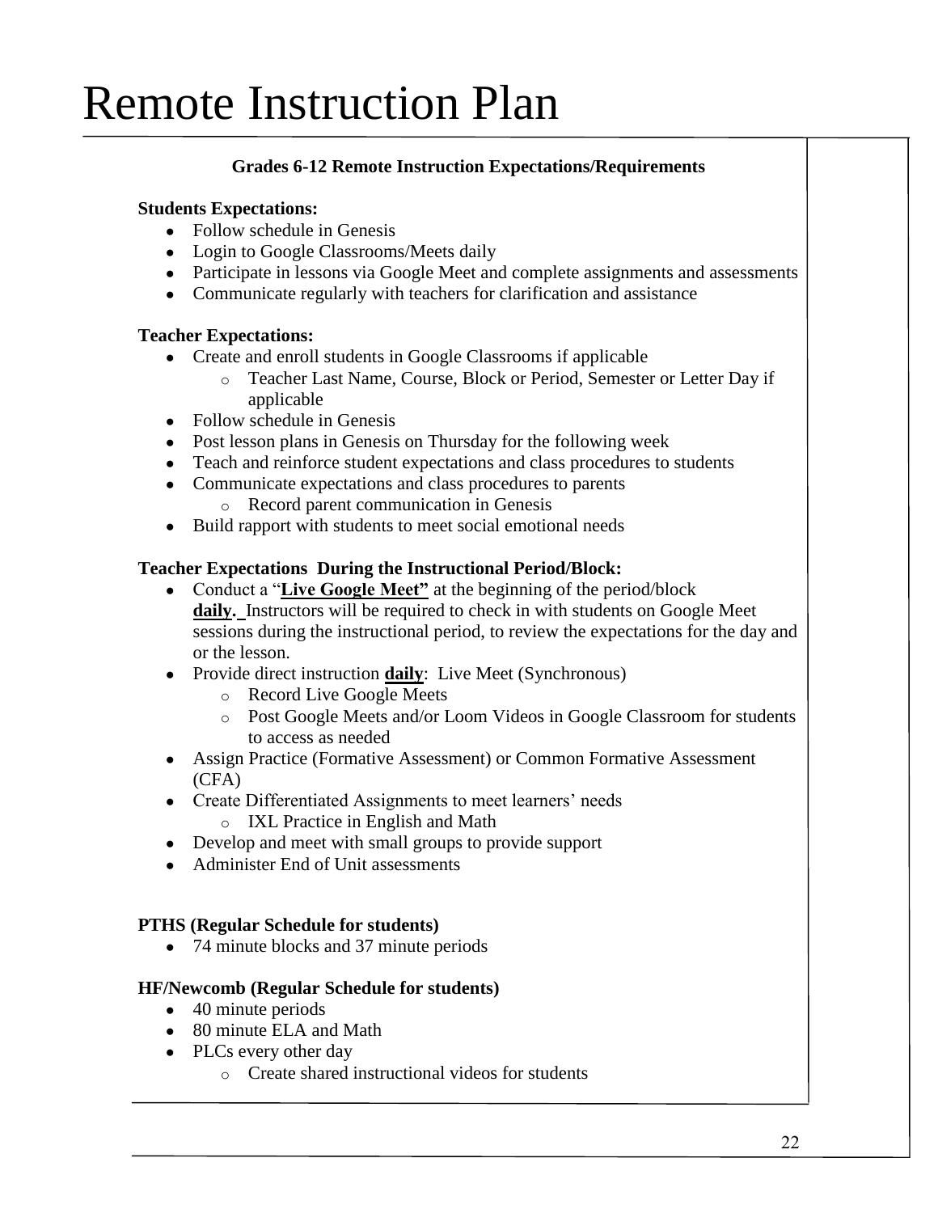# Remote Instruction Plan

**Grades 6-12 Remote Instruction Expectations/Requirements**

**Students Expectations:**

- Follow schedule in Genesis
- Login to Google Classrooms/Meets daily
- Participate in lessons via Google Meet and complete assignments and assessments
- Communicate regularly with teachers for clarification and assistance

**Teacher Expectations:**

- Create and enroll students in Google Classrooms if applicable
    - Teacher Last Name, Course, Block or Period, Semester or Letter Day if applicable
- Follow schedule in Genesis
- Post lesson plans in Genesis on Thursday for the following week
- Teach and reinforce student expectations and class procedures to students
- Communicate expectations and class procedures to parents
    - Record parent communication in Genesis
- Build rapport with students to meet social emotional needs

**Teacher Expectations During the Instructional Period/Block:**

- Conduct a "**Live Google Meet"** at the beginning of the period/block **daily.** Instructors will be required to check in with students on Google Meet sessions during the instructional period, to review the expectations for the day and or the lesson.
- Provide direct instruction **daily**: Live Meet (Synchronous)
    - Record Live Google Meets
    - Post Google Meets and/or Loom Videos in Google Classroom for students to access as needed
- Assign Practice (Formative Assessment) or Common Formative Assessment (CFA)
- Create Differentiated Assignments to meet learners' needs
    - IXL Practice in English and Math
- Develop and meet with small groups to provide support
- Administer End of Unit assessments

**PTHS (Regular Schedule for students)**

- 74 minute blocks and 37 minute periods

**HF/Newcomb (Regular Schedule for students)**

- 40 minute periods
- 80 minute ELA and Math
- PLCs every other day
    - Create shared instructional videos for students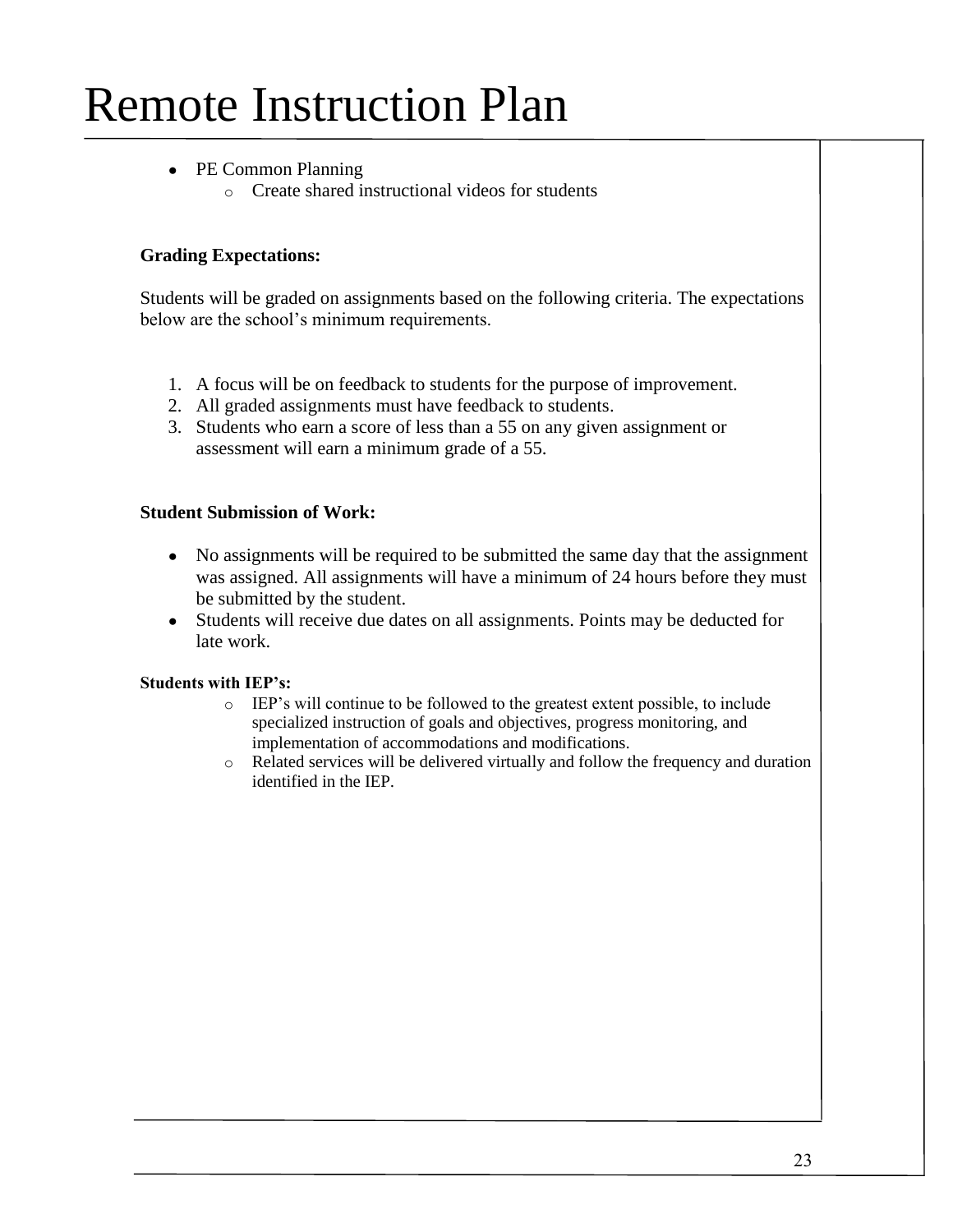# Remote Instruction Plan

- PE Common Planning
  - Create shared instructional videos for students

**Grading Expectations:**

Students will be graded on assignments based on the following criteria. The expectations below are the school's minimum requirements.

1. A focus will be on feedback to students for the purpose of improvement.
2. All graded assignments must have feedback to students.
3. Students who earn a score of less than a 55 on any given assignment or assessment will earn a minimum grade of a 55.

**Student Submission of Work:**

- No assignments will be required to be submitted the same day that the assignment was assigned. All assignments will have a minimum of 24 hours before they must be submitted by the student.
- Students will receive due dates on all assignments. Points may be deducted for late work.

**Students with IEP's:**

- IEP's will continue to be followed to the greatest extent possible, to include specialized instruction of goals and objectives, progress monitoring, and implementation of accommodations and modifications.
- Related services will be delivered virtually and follow the frequency and duration identified in the IEP.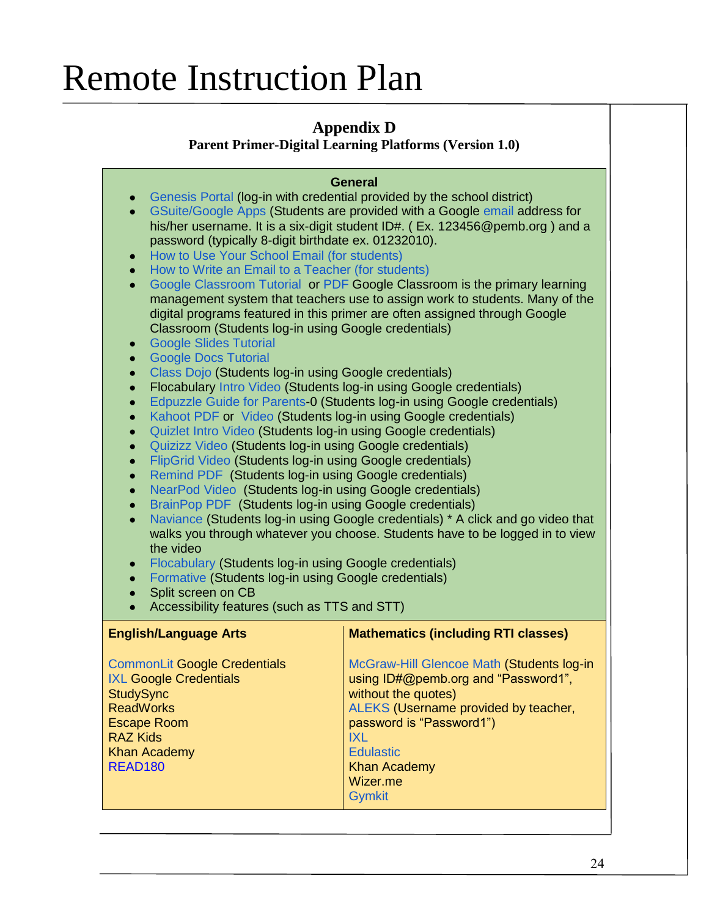# Remote Instruction Plan

## Appendix D

### Parent Primer-Digital Learning Platforms (Version 1.0)

**General**

- Genesis Portal (log-in with credential provided by the school district)
- GSuite/Google Apps (Students are provided with a Google email address for his/her username. It is a six-digit student ID#. ( Ex. 123456@pemb.org ) and a password (typically 8-digit birthdate ex. 01232010).
- How to Use Your School Email (for students)
- How to Write an Email to a Teacher (for students)
- Google Classroom Tutorial or PDF Google Classroom is the primary learning management system that teachers use to assign work to students. Many of the digital programs featured in this primer are often assigned through Google Classroom (Students log-in using Google credentials)
- Google Slides Tutorial
- Google Docs Tutorial
- Class Dojo (Students log-in using Google credentials)
- Flocabulary Intro Video (Students log-in using Google credentials)
- Edpuzzle Guide for Parents-0 (Students log-in using Google credentials)
- Kahoot PDF or Video (Students log-in using Google credentials)
- Quizlet Intro Video (Students log-in using Google credentials)
- Quizizz Video (Students log-in using Google credentials)
- FlipGrid Video (Students log-in using Google credentials)
- Remind PDF (Students log-in using Google credentials)
- NearPod Video (Students log-in using Google credentials)
- BrainPop PDF (Students log-in using Google credentials)
- Naviance (Students log-in using Google credentials) * A click and go video that walks you through whatever you choose. Students have to be logged in to view the video
- Flocabulary (Students log-in using Google credentials)
- Formative (Students log-in using Google credentials)
- Split screen on CB
- Accessibility features (such as TTS and STT)

| English/Language Arts | Mathematics (including RTI classes) |
|---|---|
| CommonLit Google Credentials<br>IXL Google Credentials<br>StudySync<br>ReadWorks<br>Escape Room<br>RAZ Kids<br>Khan Academy<br>READ180 | McGraw-Hill Glencoe Math (Students log-in using ID#@pemb.org and "Password1", without the quotes)<br>ALEKS (Username provided by teacher, password is "Password1")<br>IXL<br>Edulastic<br>Khan Academy<br>Wizer.me<br>Gymkit |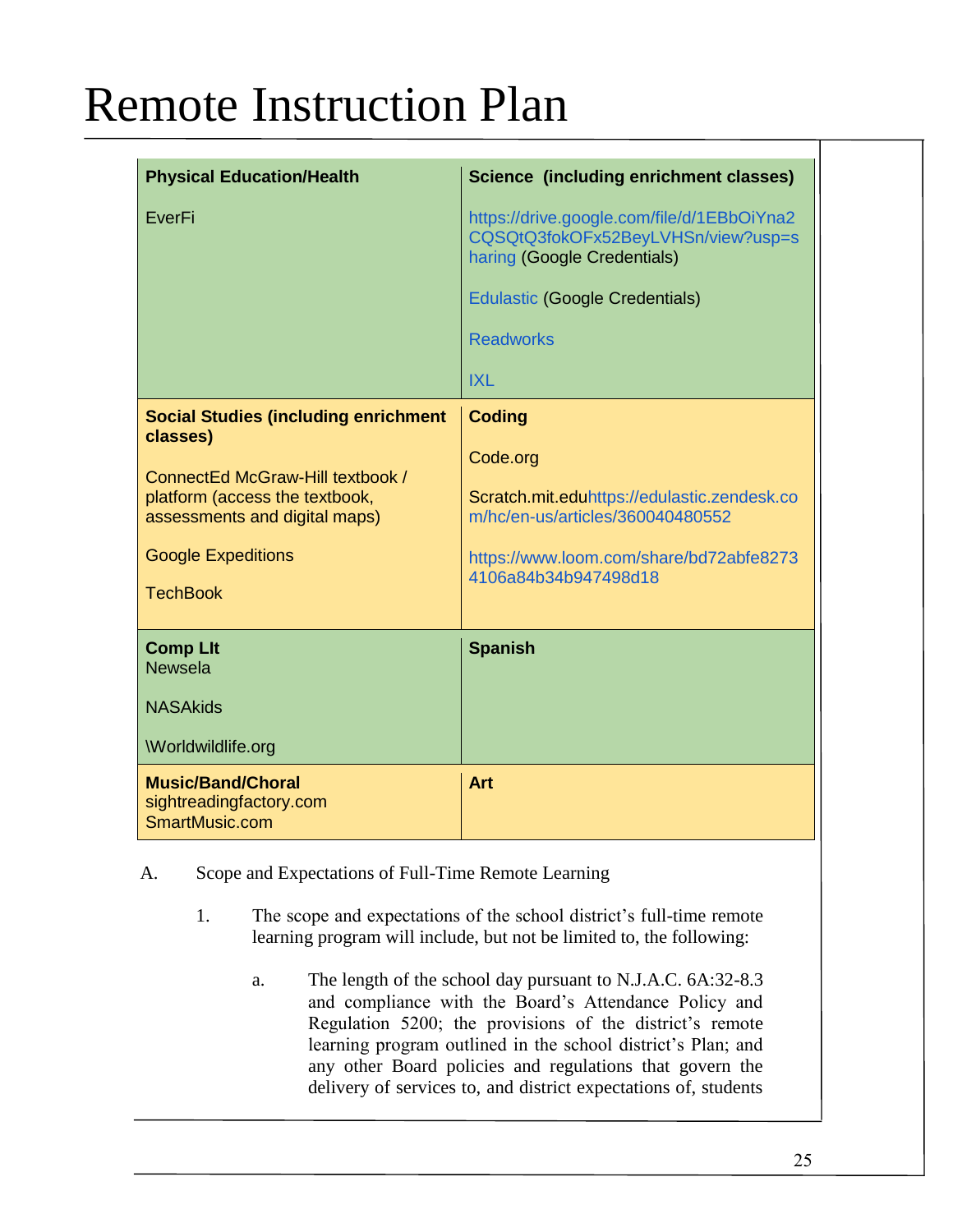# Remote Instruction Plan

| **Physical Education/Health**<br><br>EverFi | **Science (including enrichment classes)**<br><br>https://drive.google.com/file/d/1EBbOiYna2CQSQtQ3fokOFx52BeyLVHSn/view?usp=sharing (Google Credentials)<br><br>Edulastic (Google Credentials)<br><br>Readworks<br><br>IXL |
|---|---|
| **Social Studies (including enrichment classes)**<br><br>ConnectEd McGraw-Hill textbook / platform (access the textbook, assessments and digital maps)<br><br>Google Expeditions<br><br>TechBook | **Coding**<br><br>Code.org<br><br>Scratch.mit.eduhttps://edulastic.zendesk.com/hc/en-us/articles/360040480552<br><br>https://www.loom.com/share/bd72abfe82734106a84b34b947498d18 |
| **Comp LIt**<br>Newsela<br><br>NASAkids<br><br>\Worldwildlife.org | **Spanish** |
| **Music/Band/Choral**<br>sightreadingfactory.com<br>SmartMusic.com | **Art** |

A. Scope and Expectations of Full-Time Remote Learning

1. The scope and expectations of the school district's full-time remote learning program will include, but not be limited to, the following:

   a. The length of the school day pursuant to N.J.A.C. 6A:32-8.3 and compliance with the Board's Attendance Policy and Regulation 5200; the provisions of the district's remote learning program outlined in the school district's Plan; and any other Board policies and regulations that govern the delivery of services to, and district expectations of, students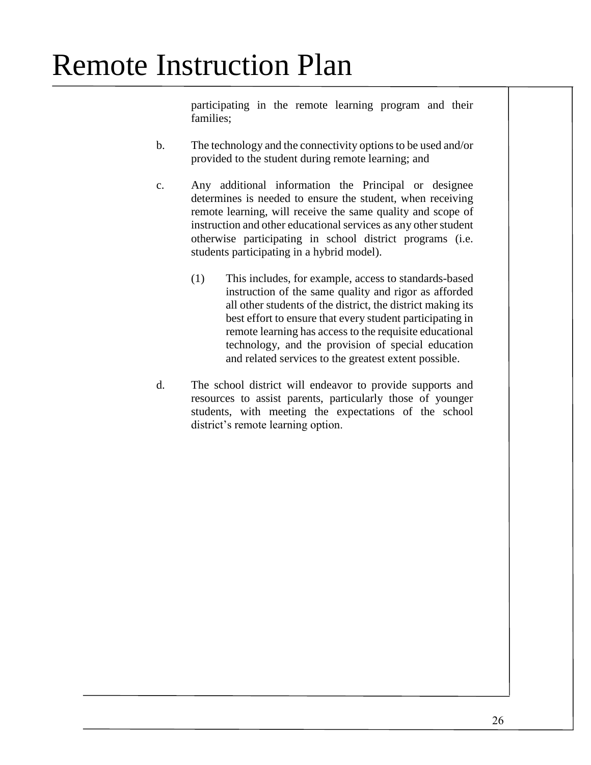# Remote Instruction Plan

participating in the remote learning program and their families;

b. The technology and the connectivity options to be used and/or provided to the student during remote learning; and

c. Any additional information the Principal or designee determines is needed to ensure the student, when receiving remote learning, will receive the same quality and scope of instruction and other educational services as any other student otherwise participating in school district programs (i.e. students participating in a hybrid model).

   (1) This includes, for example, access to standards-based instruction of the same quality and rigor as afforded all other students of the district, the district making its best effort to ensure that every student participating in remote learning has access to the requisite educational technology, and the provision of special education and related services to the greatest extent possible.

d. The school district will endeavor to provide supports and resources to assist parents, particularly those of younger students, with meeting the expectations of the school district's remote learning option.